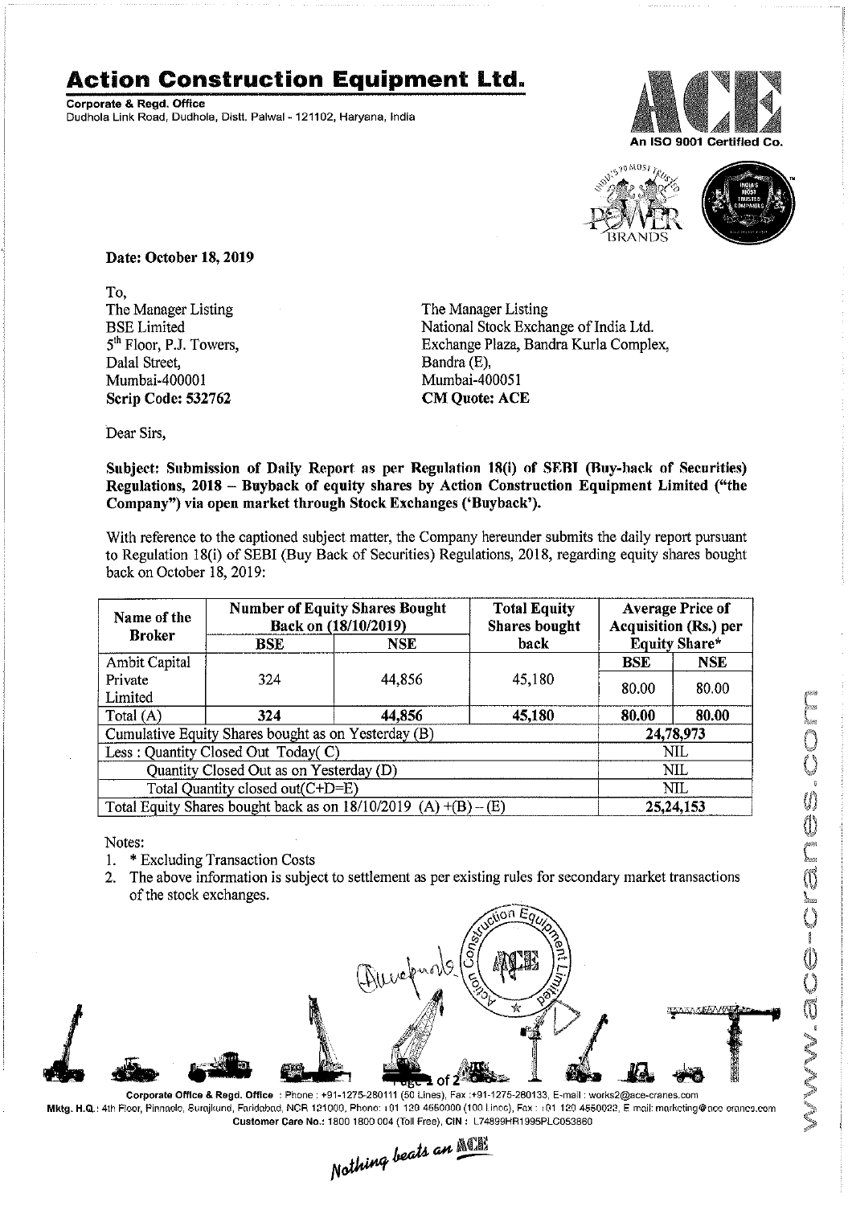# Action Construction Equipment Ltd.

**Corporate & Regd. Office**
Dudhola Link Road, Dudhola, Distt. Palwal - 121102, Haryana, India

An ISO 9001 Certified Co.

**Date: October 18, 2019**

To,
The Manager Listing
BSE Limited
5th Floor, P.J. Towers,
Dalal Street,
Mumbai-400001
**Scrip Code: 532762**

The Manager Listing
National Stock Exchange of India Ltd.
Exchange Plaza, Bandra Kurla Complex,
Bandra (E),
Mumbai-400051
**CM Quote: ACE**

Dear Sirs,

**Subject: Submission of Daily Report as per Regulation 18(i) of SEBI (Buy-back of Securities) Regulations, 2018 – Buyback of equity shares by Action Construction Equipment Limited ("the Company") via open market through Stock Exchanges ('Buyback').**

With reference to the captioned subject matter, the Company hereunder submits the daily report pursuant to Regulation 18(i) of SEBI (Buy Back of Securities) Regulations, 2018, regarding equity shares bought back on October 18, 2019:

| Name of the Broker | Number of Equity Shares Bought Back on (18/10/2019) | | Total Equity Shares bought back | Average Price of Acquisition (Rs.) per Equity Share* | |
|---|---|---|---|---|---|
| | BSE | NSE | | BSE | NSE |
| Ambit Capital Private Limited | 324 | 44,856 | 45,180 | 80.00 | 80.00 |
| **Total (A)** | **324** | **44,856** | **45,180** | **80.00** | **80.00** |
| Cumulative Equity Shares bought as on Yesterday (B) | | | | 24,78,973 | |
| Less : Quantity Closed Out Today( C) | | | | NIL | |
| Quantity Closed Out as on Yesterday (D) | | | | NIL | |
| Total Quantity closed out(C+D=E) | | | | NIL | |
| Total Equity Shares bought back as on 18/10/2019 (A) +(B) – (E) | | | | 25,24,153 | |

Notes:
1. * Excluding Transaction Costs
2. The above information is subject to settlement as per existing rules for secondary market transactions of the stock exchanges.

Corporate Office & Regd. Office : Phone : +91-1275-280111 (50 Lines), Fax :+91-1275-280133, E-mail : works2@ace-cranes.com
Mktg. H.Q.: 4th Floor, Pinnacle, Surajkund, Faridabad, NCR 121009, Phone: +91 129 4550000 (100 Lines), Fax : +91 129 4550022, E-mail: marketing@ace-cranes.com
Customer Care No.: 1800 1800 004 (Toll Free), CIN : L74899HR1995PLC053860

*Nothing beats an ACE*

www.ace-cranes.com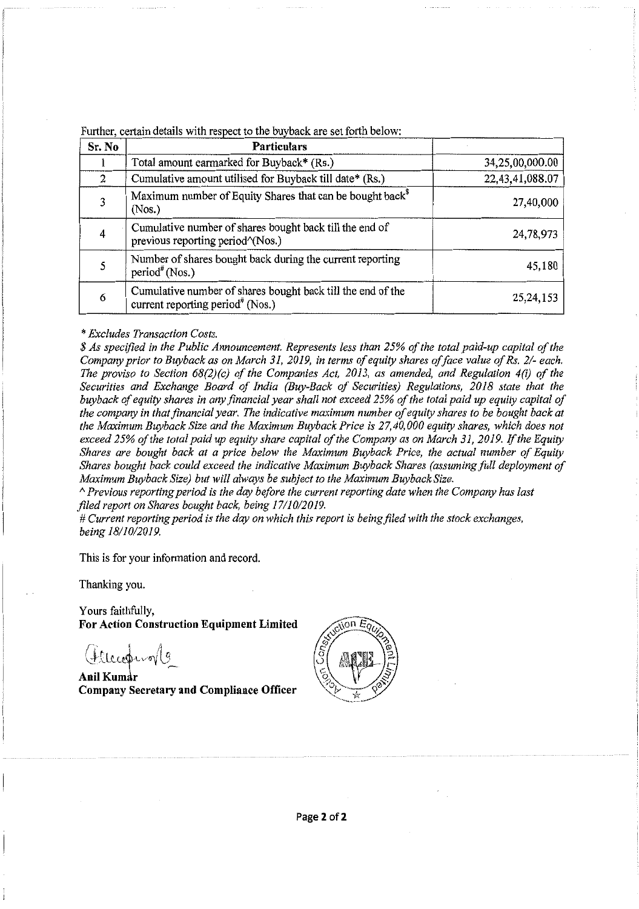Further, certain details with respect to the buyback are set forth below:

| Sr. No | Particulars | |
|---|---|---|
| 1 | Total amount earmarked for Buyback* (Rs.) | 34,25,00,000.00 |
| 2 | Cumulative amount utilised for Buyback till date* (Rs.) | 22,43,41,088.07 |
| 3 | Maximum number of Equity Shares that can be bought back$ (Nos.) | 27,40,000 |
| 4 | Cumulative number of shares bought back till the end of previous reporting period^(Nos.) | 24,78,973 |
| 5 | Number of shares bought back during the current reporting period# (Nos.) | 45,180 |
| 6 | Cumulative number of shares bought back till the end of the current reporting period# (Nos.) | 25,24,153 |

*\* Excludes Transaction Costs.*

*$ As specified in the Public Announcement. Represents less than 25% of the total paid-up capital of the Company prior to Buyback as on March 31, 2019, in terms of equity shares of face value of Rs. 2/- each. The proviso to Section 68(2)(c) of the Companies Act, 2013, as amended, and Regulation 4(i) of the Securities and Exchange Board of India (Buy-Back of Securities) Regulations, 2018 state that the buyback of equity shares in any financial year shall not exceed 25% of the total paid up equity capital of the company in that financial year. The indicative maximum number of equity shares to be bought back at the Maximum Buyback Size and the Maximum Buyback Price is 27,40,000 equity shares, which does not exceed 25% of the total paid up equity share capital of the Company as on March 31, 2019. If the Equity Shares are bought back at a price below the Maximum Buyback Price, the actual number of Equity Shares bought back could exceed the indicative Maximum Buyback Shares (assuming full deployment of Maximum Buyback Size) but will always be subject to the Maximum Buyback Size.*

*^ Previous reporting period is the day before the current reporting date when the Company has last filed report on Shares bought back, being 17/10/2019.*

*# Current reporting period is the day on which this report is being filed with the stock exchanges, being 18/10/2019.*

This is for your information and record.

Thanking you.

Yours faithfully,
**For Action Construction Equipment Limited**

**Anil Kumar**
**Company Secretary and Compliance Officer**